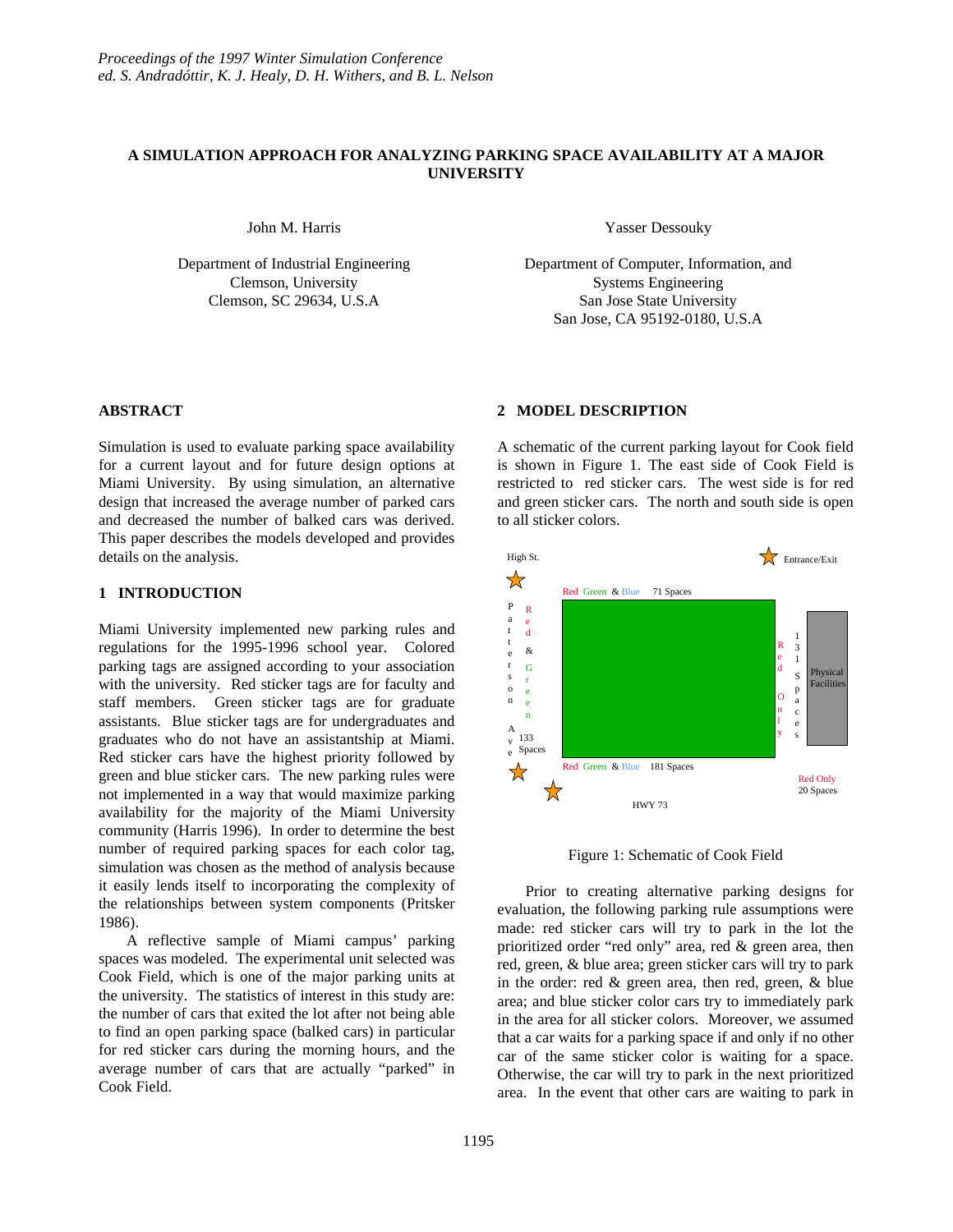*Proceedings of the 1997 Winter Simulation Conference*
*ed. S. Andradóttir, K. J. Healy, D. H. Withers, and B. L. Nelson*

# A SIMULATION APPROACH FOR ANALYZING PARKING SPACE AVAILABILITY AT A MAJOR UNIVERSITY

John M. Harris

Department of Industrial Engineering
Clemson, University
Clemson, SC 29634, U.S.A

Yasser Dessouky

Department of Computer, Information, and Systems Engineering
San Jose State University
San Jose, CA 95192-0180, U.S.A

## ABSTRACT

Simulation is used to evaluate parking space availability for a current layout and for future design options at Miami University. By using simulation, an alternative design that increased the average number of parked cars and decreased the number of balked cars was derived. This paper describes the models developed and provides details on the analysis.

## 1 INTRODUCTION

Miami University implemented new parking rules and regulations for the 1995-1996 school year. Colored parking tags are assigned according to your association with the university. Red sticker tags are for faculty and staff members. Green sticker tags are for graduate assistants. Blue sticker tags are for undergraduates and graduates who do not have an assistantship at Miami. Red sticker cars have the highest priority followed by green and blue sticker cars. The new parking rules were not implemented in a way that would maximize parking availability for the majority of the Miami University community (Harris 1996). In order to determine the best number of required parking spaces for each color tag, simulation was chosen as the method of analysis because it easily lends itself to incorporating the complexity of the relationships between system components (Pritsker 1986).

A reflective sample of Miami campus' parking spaces was modeled. The experimental unit selected was Cook Field, which is one of the major parking units at the university. The statistics of interest in this study are: the number of cars that exited the lot after not being able to find an open parking space (balked cars) in particular for red sticker cars during the morning hours, and the average number of cars that are actually "parked" in Cook Field.

## 2 MODEL DESCRIPTION

A schematic of the current parking layout for Cook field is shown in Figure 1. The east side of Cook Field is restricted to red sticker cars. The west side is for red and green sticker cars. The north and south side is open to all sticker colors.

High St. | Entrance/Exit | Red Green & Blue 71 Spaces | Patterson Ave | Red & Green 133 Spaces | Red Only 131 Spaces | Physical Facilities | Red Green & Blue 181 Spaces | Red Only 20 Spaces | HWY 73

Figure 1: Schematic of Cook Field

Prior to creating alternative parking designs for evaluation, the following parking rule assumptions were made: red sticker cars will try to park in the lot the prioritized order "red only" area, red & green area, then red, green, & blue area; green sticker cars will try to park in the order: red & green area, then red, green, & blue area; and blue sticker color cars try to immediately park in the area for all sticker colors. Moreover, we assumed that a car waits for a parking space if and only if no other car of the same sticker color is waiting for a space. Otherwise, the car will try to park in the next prioritized area. In the event that other cars are waiting to park in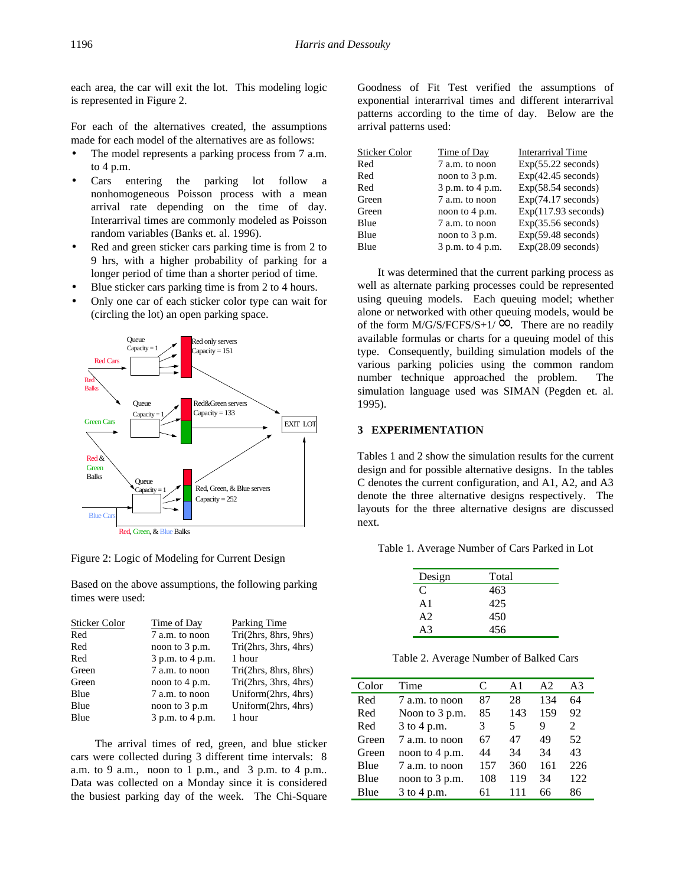each area, the car will exit the lot. This modeling logic is represented in Figure 2.

For each of the alternatives created, the assumptions made for each model of the alternatives are as follows:

- The model represents a parking process from 7 a.m. to 4 p.m.
- Cars entering the parking lot follow a nonhomogeneous Poisson process with a mean arrival rate depending on the time of day. Interarrival times are commonly modeled as Poisson random variables (Banks et. al. 1996).
- Red and green sticker cars parking time is from 2 to 9 hrs, with a higher probability of parking for a longer period of time than a shorter period of time.
- Blue sticker cars parking time is from 2 to 4 hours.
- Only one car of each sticker color type can wait for (circling the lot) an open parking space.

Figure 2: Logic of Modeling for Current Design

Based on the above assumptions, the following parking times were used:

| Sticker Color | Time of Day | Parking Time |
|---|---|---|
| Red | 7 a.m. to noon | Tri(2hrs, 8hrs, 9hrs) |
| Red | noon to 3 p.m. | Tri(2hrs, 3hrs, 4hrs) |
| Red | 3 p.m. to 4 p.m. | 1 hour |
| Green | 7 a.m. to noon | Tri(2hrs, 8hrs, 8hrs) |
| Green | noon to 4 p.m. | Tri(2hrs, 3hrs, 4hrs) |
| Blue | 7 a.m. to noon | Uniform(2hrs, 4hrs) |
| Blue | noon to 3 p.m | Uniform(2hrs, 4hrs) |
| Blue | 3 p.m. to 4 p.m. | 1 hour |

The arrival times of red, green, and blue sticker cars were collected during 3 different time intervals: 8 a.m. to 9 a.m., noon to 1 p.m., and 3 p.m. to 4 p.m.. Data was collected on a Monday since it is considered the busiest parking day of the week. The Chi-Square Goodness of Fit Test verified the assumptions of exponential interarrival times and different interarrival patterns according to the time of day. Below are the arrival patterns used:

| Sticker Color | Time of Day | Interarrival Time |
|---|---|---|
| Red | 7 a.m. to noon | Exp(55.22 seconds) |
| Red | noon to 3 p.m. | Exp(42.45 seconds) |
| Red | 3 p.m. to 4 p.m. | Exp(58.54 seconds) |
| Green | 7 a.m. to noon | Exp(74.17 seconds) |
| Green | noon to 4 p.m. | Exp(117.93 seconds) |
| Blue | 7 a.m. to noon | Exp(35.56 seconds) |
| Blue | noon to 3 p.m. | Exp(59.48 seconds) |
| Blue | 3 p.m. to 4 p.m. | Exp(28.09 seconds) |

It was determined that the current parking process as well as alternate parking processes could be represented using queuing models. Each queuing model; whether alone or networked with other queuing models, would be of the form M/G/S/FCFS/S+1/ $\infty$. There are no readily available formulas or charts for a queuing model of this type. Consequently, building simulation models of the various parking policies using the common random number technique approached the problem. The simulation language used was SIMAN (Pegden et. al. 1995).

## 3 EXPERIMENTATION

Tables 1 and 2 show the simulation results for the current design and for possible alternative designs. In the tables C denotes the current configuration, and A1, A2, and A3 denote the three alternative designs respectively. The layouts for the three alternative designs are discussed next.

Table 1. Average Number of Cars Parked in Lot

| Design | Total |
|---|---|
| C | 463 |
| A1 | 425 |
| A2 | 450 |
| A3 | 456 |

Table 2. Average Number of Balked Cars

| Color | Time | C | A1 | A2 | A3 |
|---|---|---|---|---|---|
| Red | 7 a.m. to noon | 87 | 28 | 134 | 64 |
| Red | Noon to 3 p.m. | 85 | 143 | 159 | 92 |
| Red | 3 to 4 p.m. | 3 | 5 | 9 | 2 |
| Green | 7 a.m. to noon | 67 | 47 | 49 | 52 |
| Green | noon to 4 p.m. | 44 | 34 | 34 | 43 |
| Blue | 7 a.m. to noon | 157 | 360 | 161 | 226 |
| Blue | noon to 3 p.m. | 108 | 119 | 34 | 122 |
| Blue | 3 to 4 p.m. | 61 | 111 | 66 | 86 |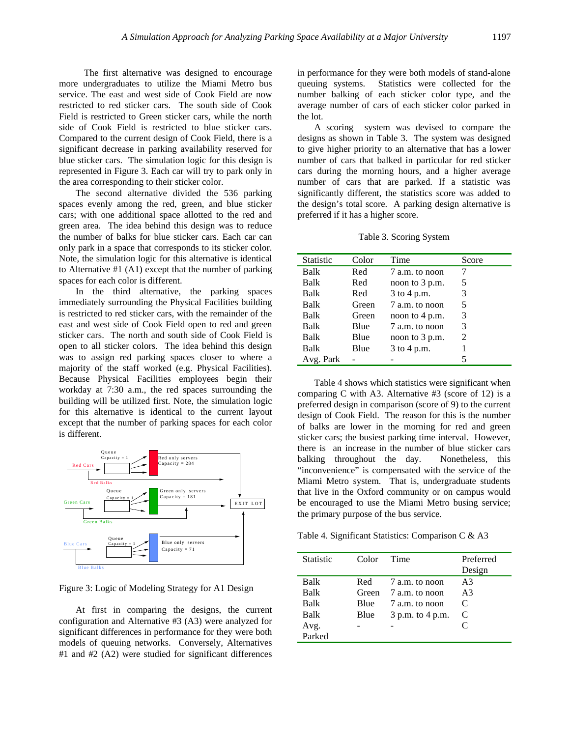The first alternative was designed to encourage more undergraduates to utilize the Miami Metro bus service. The east and west side of Cook Field are now restricted to red sticker cars. The south side of Cook Field is restricted to Green sticker cars, while the north side of Cook Field is restricted to blue sticker cars. Compared to the current design of Cook Field, there is a significant decrease in parking availability reserved for blue sticker cars. The simulation logic for this design is represented in Figure 3. Each car will try to park only in the area corresponding to their sticker color.

The second alternative divided the 536 parking spaces evenly among the red, green, and blue sticker cars; with one additional space allotted to the red and green area. The idea behind this design was to reduce the number of balks for blue sticker cars. Each car can only park in a space that corresponds to its sticker color. Note, the simulation logic for this alternative is identical to Alternative #1 (A1) except that the number of parking spaces for each color is different.

In the third alternative, the parking spaces immediately surrounding the Physical Facilities building is restricted to red sticker cars, with the remainder of the east and west side of Cook Field open to red and green sticker cars. The north and south side of Cook Field is open to all sticker colors. The idea behind this design was to assign red parking spaces closer to where a majority of the staff worked (e.g. Physical Facilities). Because Physical Facilities employees begin their workday at 7:30 a.m., the red spaces surrounding the building will be utilized first. Note, the simulation logic for this alternative is identical to the current layout except that the number of parking spaces for each color is different.

Figure 3: Logic of Modeling Strategy for A1 Design

At first in comparing the designs, the current configuration and Alternative #3 (A3) were analyzed for significant differences in performance for they were both models of queuing networks. Conversely, Alternatives #1 and #2 (A2) were studied for significant differences in performance for they were both models of stand-alone queuing systems. Statistics were collected for the number balking of each sticker color type, and the average number of cars of each sticker color parked in the lot.

A scoring system was devised to compare the designs as shown in Table 3. The system was designed to give higher priority to an alternative that has a lower number of cars that balked in particular for red sticker cars during the morning hours, and a higher average number of cars that are parked. If a statistic was significantly different, the statistics score was added to the design's total score. A parking design alternative is preferred if it has a higher score.

Table 3. Scoring System

| Statistic | Color | Time | Score |
|---|---|---|---|
| Balk | Red | 7 a.m. to noon | 7 |
| Balk | Red | noon to 3 p.m. | 5 |
| Balk | Red | 3 to 4 p.m. | 3 |
| Balk | Green | 7 a.m. to noon | 5 |
| Balk | Green | noon to 4 p.m. | 3 |
| Balk | Blue | 7 a.m. to noon | 3 |
| Balk | Blue | noon to 3 p.m. | 2 |
| Balk | Blue | 3 to 4 p.m. | 1 |
| Avg. Park | - | - | 5 |

Table 4 shows which statistics were significant when comparing C with A3. Alternative #3 (score of 12) is a preferred design in comparison (score of 9) to the current design of Cook Field. The reason for this is the number of balks are lower in the morning for red and green sticker cars; the busiest parking time interval. However, there is an increase in the number of blue sticker cars balking throughout the day. Nonetheless, this "inconvenience" is compensated with the service of the Miami Metro system. That is, undergraduate students that live in the Oxford community or on campus would be encouraged to use the Miami Metro busing service; the primary purpose of the bus service.

Table 4. Significant Statistics: Comparison C & A3

| Statistic | Color | Time | Preferred Design |
|---|---|---|---|
| Balk | Red | 7 a.m. to noon | A3 |
| Balk | Green | 7 a.m. to noon | A3 |
| Balk | Blue | 7 a.m. to noon | C |
| Balk | Blue | 3 p.m. to 4 p.m. | C |
| Avg. Parked | - | - | C |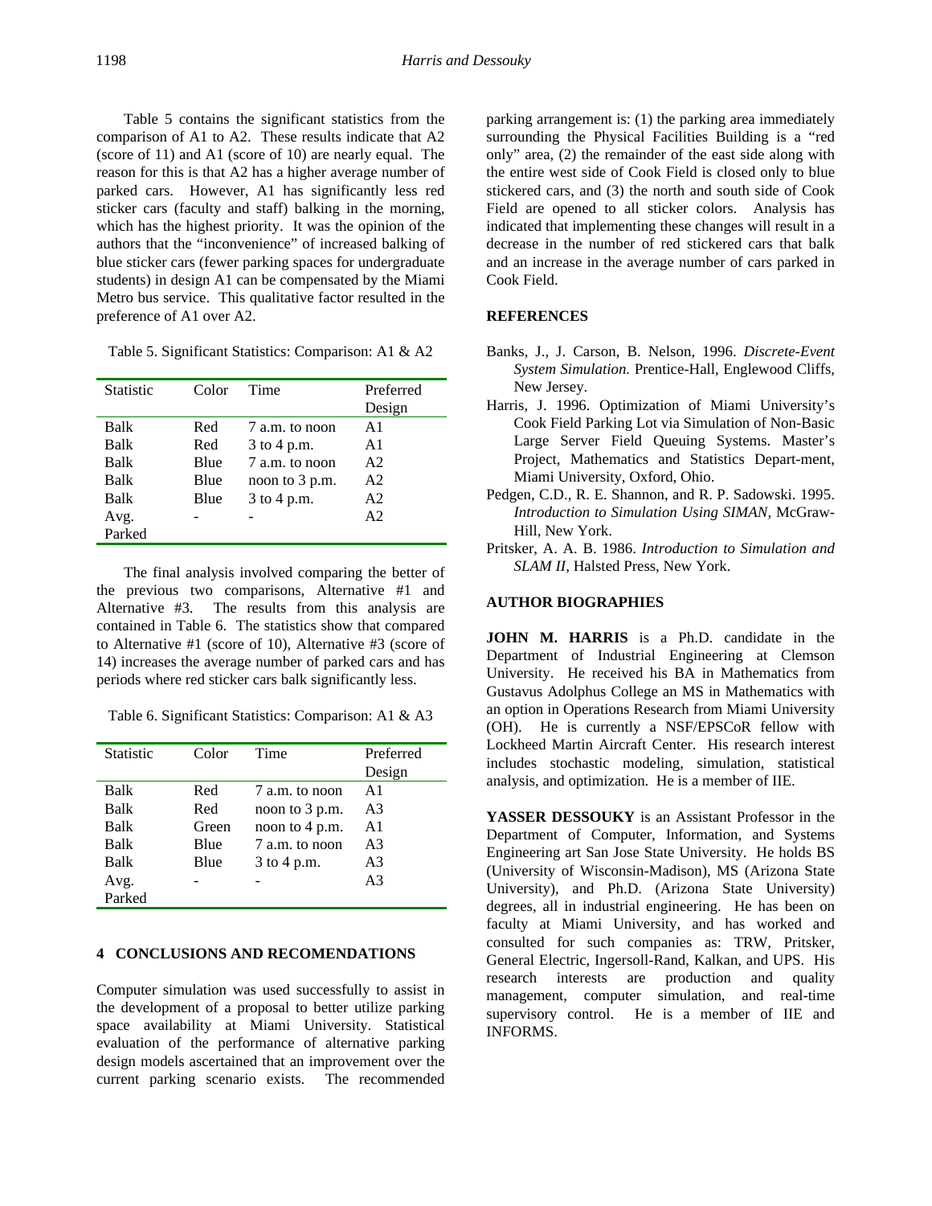Table 5 contains the significant statistics from the comparison of A1 to A2. These results indicate that A2 (score of 11) and A1 (score of 10) are nearly equal. The reason for this is that A2 has a higher average number of parked cars. However, A1 has significantly less red sticker cars (faculty and staff) balking in the morning, which has the highest priority. It was the opinion of the authors that the "inconvenience" of increased balking of blue sticker cars (fewer parking spaces for undergraduate students) in design A1 can be compensated by the Miami Metro bus service. This qualitative factor resulted in the preference of A1 over A2.

Table 5. Significant Statistics: Comparison: A1 & A2

| Statistic | Color | Time | Preferred Design |
|---|---|---|---|
| Balk | Red | 7 a.m. to noon | A1 |
| Balk | Red | 3 to 4 p.m. | A1 |
| Balk | Blue | 7 a.m. to noon | A2 |
| Balk | Blue | noon to 3 p.m. | A2 |
| Balk | Blue | 3 to 4 p.m. | A2 |
| Avg. Parked | - | - | A2 |

The final analysis involved comparing the better of the previous two comparisons, Alternative #1 and Alternative #3. The results from this analysis are contained in Table 6. The statistics show that compared to Alternative #1 (score of 10), Alternative #3 (score of 14) increases the average number of parked cars and has periods where red sticker cars balk significantly less.

Table 6. Significant Statistics: Comparison: A1 & A3

| Statistic | Color | Time | Preferred Design |
|---|---|---|---|
| Balk | Red | 7 a.m. to noon | A1 |
| Balk | Red | noon to 3 p.m. | A3 |
| Balk | Green | noon to 4 p.m. | A1 |
| Balk | Blue | 7 a.m. to noon | A3 |
| Balk | Blue | 3 to 4 p.m. | A3 |
| Avg. Parked | - | - | A3 |

## 4 CONCLUSIONS AND RECOMENDATIONS

Computer simulation was used successfully to assist in the development of a proposal to better utilize parking space availability at Miami University. Statistical evaluation of the performance of alternative parking design models ascertained that an improvement over the current parking scenario exists. The recommended parking arrangement is: (1) the parking area immediately surrounding the Physical Facilities Building is a "red only" area, (2) the remainder of the east side along with the entire west side of Cook Field is closed only to blue stickered cars, and (3) the north and south side of Cook Field are opened to all sticker colors. Analysis has indicated that implementing these changes will result in a decrease in the number of red stickered cars that balk and an increase in the average number of cars parked in Cook Field.

## REFERENCES

Banks, J., J. Carson, B. Nelson, 1996. *Discrete-Event System Simulation.* Prentice-Hall, Englewood Cliffs, New Jersey.

Harris, J. 1996. Optimization of Miami University's Cook Field Parking Lot via Simulation of Non-Basic Large Server Field Queuing Systems. Master's Project, Mathematics and Statistics Depart-ment, Miami University, Oxford, Ohio.

Pedgen, C.D., R. E. Shannon, and R. P. Sadowski. 1995. *Introduction to Simulation Using SIMAN,* McGraw-Hill, New York.

Pritsker, A. A. B. 1986. *Introduction to Simulation and SLAM II,* Halsted Press, New York.

## AUTHOR BIOGRAPHIES

**JOHN M. HARRIS** is a Ph.D. candidate in the Department of Industrial Engineering at Clemson University. He received his BA in Mathematics from Gustavus Adolphus College an MS in Mathematics with an option in Operations Research from Miami University (OH). He is currently a NSF/EPSCoR fellow with Lockheed Martin Aircraft Center. His research interest includes stochastic modeling, simulation, statistical analysis, and optimization. He is a member of IIE.

**YASSER DESSOUKY** is an Assistant Professor in the Department of Computer, Information, and Systems Engineering art San Jose State University. He holds BS (University of Wisconsin-Madison), MS (Arizona State University), and Ph.D. (Arizona State University) degrees, all in industrial engineering. He has been on faculty at Miami University, and has worked and consulted for such companies as: TRW, Pritsker, General Electric, Ingersoll-Rand, Kalkan, and UPS. His research interests are production and quality management, computer simulation, and real-time supervisory control. He is a member of IIE and INFORMS.